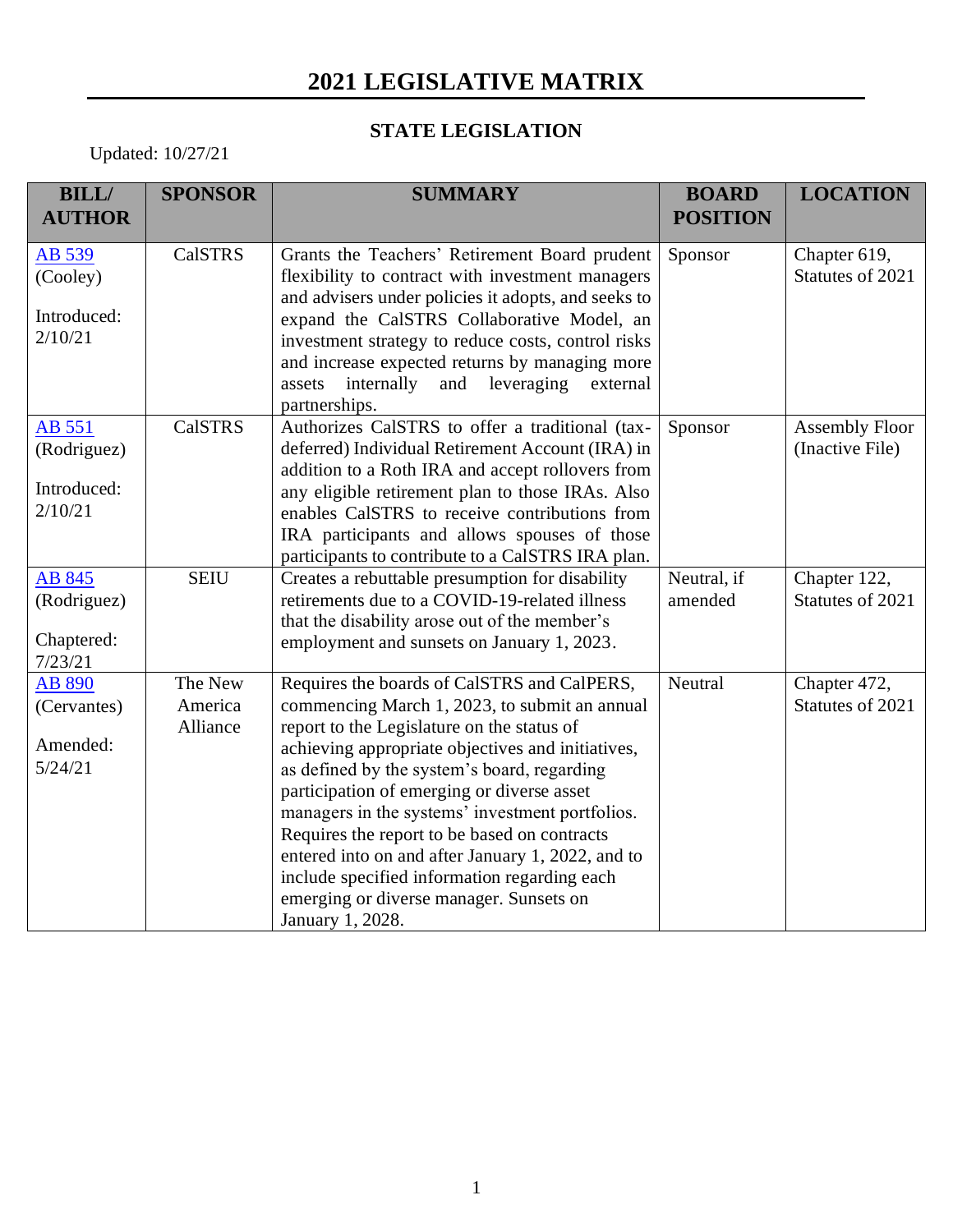# 2021 LEGISLATIVE MATRIX

## STATE LEGISLATION

Updated: 10/27/21

| BILL/ AUTHOR | SPONSOR | SUMMARY | BOARD POSITION | LOCATION |
|---|---|---|---|---|
| AB 539 (Cooley) Introduced: 2/10/21 | CalSTRS | Grants the Teachers' Retirement Board prudent flexibility to contract with investment managers and advisers under policies it adopts, and seeks to expand the CalSTRS Collaborative Model, an investment strategy to reduce costs, control risks and increase expected returns by managing more assets internally and leveraging external partnerships. | Sponsor | Chapter 619, Statutes of 2021 |
| AB 551 (Rodriguez) Introduced: 2/10/21 | CalSTRS | Authorizes CalSTRS to offer a traditional (tax-deferred) Individual Retirement Account (IRA) in addition to a Roth IRA and accept rollovers from any eligible retirement plan to those IRAs. Also enables CalSTRS to receive contributions from IRA participants and allows spouses of those participants to contribute to a CalSTRS IRA plan. | Sponsor | Assembly Floor (Inactive File) |
| AB 845 (Rodriguez) Chaptered: 7/23/21 | SEIU | Creates a rebuttable presumption for disability retirements due to a COVID-19-related illness that the disability arose out of the member's employment and sunsets on January 1, 2023. | Neutral, if amended | Chapter 122, Statutes of 2021 |
| AB 890 (Cervantes) Amended: 5/24/21 | The New America Alliance | Requires the boards of CalSTRS and CalPERS, commencing March 1, 2023, to submit an annual report to the Legislature on the status of achieving appropriate objectives and initiatives, as defined by the system's board, regarding participation of emerging or diverse asset managers in the systems' investment portfolios. Requires the report to be based on contracts entered into on and after January 1, 2022, and to include specified information regarding each emerging or diverse manager. Sunsets on January 1, 2028. | Neutral | Chapter 472, Statutes of 2021 |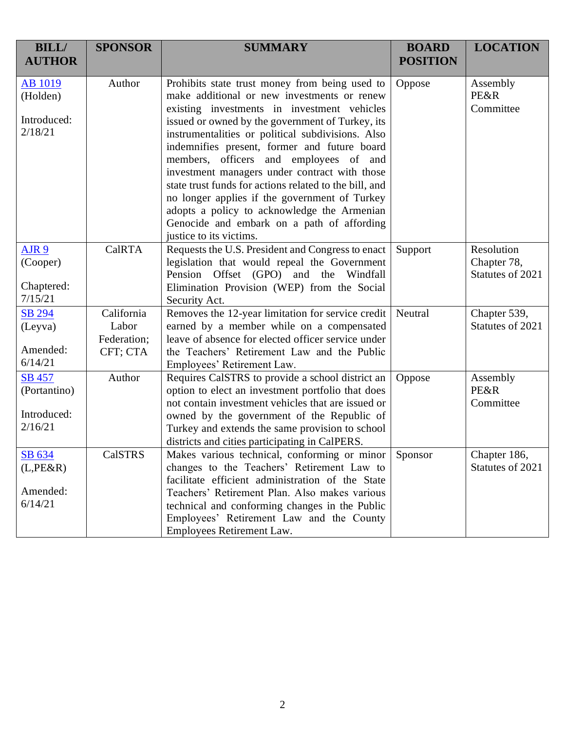| BILL/ AUTHOR | SPONSOR | SUMMARY | BOARD POSITION | LOCATION |
| --- | --- | --- | --- | --- |
| AB 1019 (Holden)<br><br>Introduced: 2/18/21 | Author | Prohibits state trust money from being used to make additional or new investments or renew existing investments in investment vehicles issued or owned by the government of Turkey, its instrumentalities or political subdivisions. Also indemnifies present, former and future board members, officers and employees of and investment managers under contract with those state trust funds for actions related to the bill, and no longer applies if the government of Turkey adopts a policy to acknowledge the Armenian Genocide and embark on a path of affording justice to its victims. | Oppose | Assembly PE&R Committee |
| AJR 9 (Cooper)<br><br>Chaptered: 7/15/21 | CalRTA | Requests the U.S. President and Congress to enact legislation that would repeal the Government Pension Offset (GPO) and the Windfall Elimination Provision (WEP) from the Social Security Act. | Support | Resolution Chapter 78, Statutes of 2021 |
| SB 294 (Leyva)<br><br>Amended: 6/14/21 | California Labor Federation; CFT; CTA | Removes the 12-year limitation for service credit earned by a member while on a compensated leave of absence for elected officer service under the Teachers' Retirement Law and the Public Employees' Retirement Law. | Neutral | Chapter 539, Statutes of 2021 |
| SB 457 (Portantino)<br><br>Introduced: 2/16/21 | Author | Requires CalSTRS to provide a school district an option to elect an investment portfolio that does not contain investment vehicles that are issued or owned by the government of the Republic of Turkey and extends the same provision to school districts and cities participating in CalPERS. | Oppose | Assembly PE&R Committee |
| SB 634 (L,PE&R)<br><br>Amended: 6/14/21 | CalSTRS | Makes various technical, conforming or minor changes to the Teachers' Retirement Law to facilitate efficient administration of the State Teachers' Retirement Plan. Also makes various technical and conforming changes in the Public Employees' Retirement Law and the County Employees Retirement Law. | Sponsor | Chapter 186, Statutes of 2021 |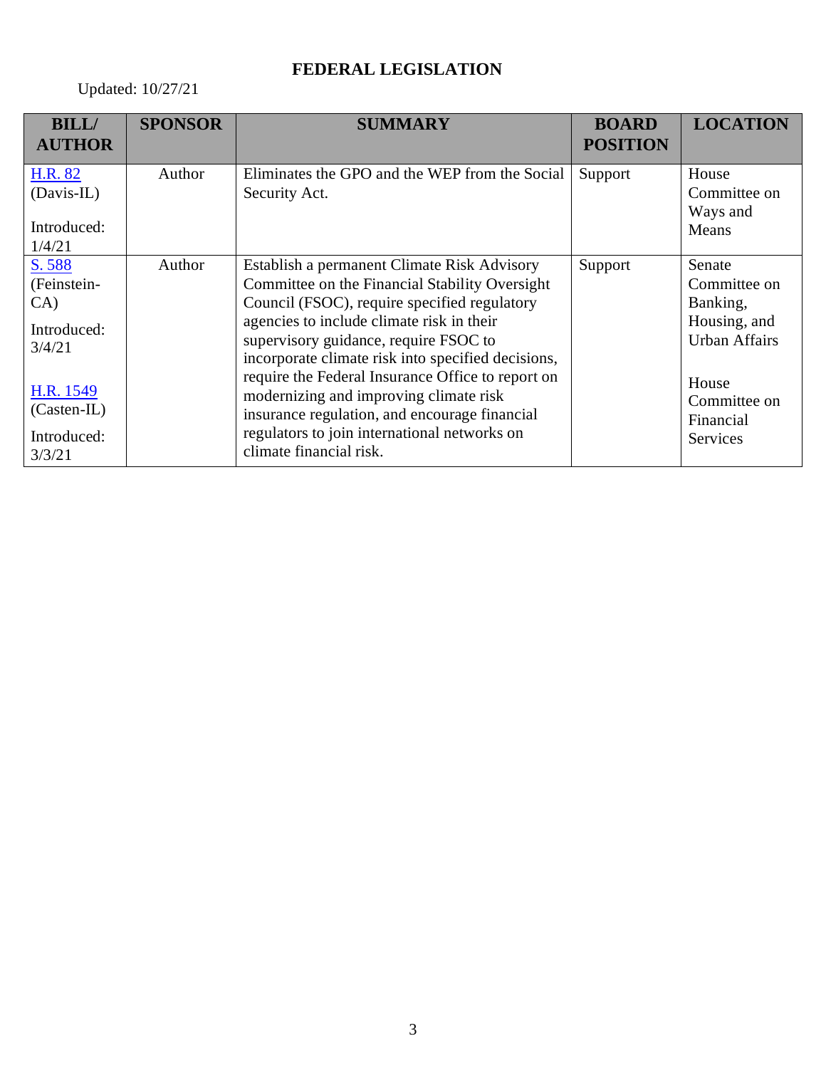# FEDERAL LEGISLATION

Updated: 10/27/21

| BILL/ AUTHOR | SPONSOR | SUMMARY | BOARD POSITION | LOCATION |
|---|---|---|---|---|
| H.R. 82 (Davis-IL) Introduced: 1/4/21 | Author | Eliminates the GPO and the WEP from the Social Security Act. | Support | House Committee on Ways and Means |
| S. 588 (Feinstein-CA) Introduced: 3/4/21<br><br>H.R. 1549 (Casten-IL) Introduced: 3/3/21 | Author | Establish a permanent Climate Risk Advisory Committee on the Financial Stability Oversight Council (FSOC), require specified regulatory agencies to include climate risk in their supervisory guidance, require FSOC to incorporate climate risk into specified decisions, require the Federal Insurance Office to report on modernizing and improving climate risk insurance regulation, and encourage financial regulators to join international networks on climate financial risk. | Support | Senate Committee on Banking, Housing, and Urban Affairs<br><br>House Committee on Financial Services |